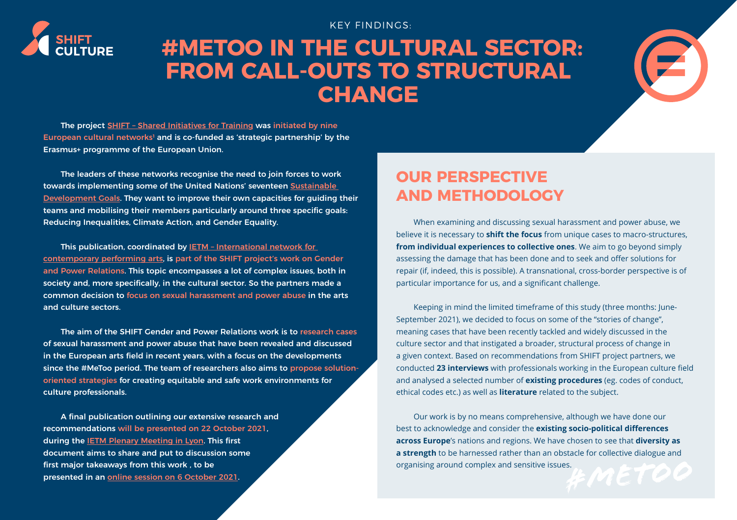SHIFT CULTURE

KEY FINDINGS:

# #METOO IN THE CULTURAL SECTOR: FROM CALL-OUTS TO STRUCTURAL CHANGE

The project SHIFT – Shared Initiatives for Training was initiated by nine European cultural networks[1] and is co-funded as 'strategic partnership' by the Erasmus+ programme of the European Union.

The leaders of these networks recognise the need to join forces to work towards implementing some of the United Nations' seventeen Sustainable Development Goals. They want to improve their own capacities for guiding their teams and mobilising their members particularly around three specific goals: Reducing Inequalities, Climate Action, and Gender Equality.

This publication, coordinated by IETM – International network for contemporary performing arts, is part of the SHIFT project's work on Gender and Power Relations. This topic encompasses a lot of complex issues, both in society and, more specifically, in the cultural sector. So the partners made a common decision to focus on sexual harassment and power abuse in the arts and culture sectors.

The aim of the SHIFT Gender and Power Relations work is to research cases of sexual harassment and power abuse that have been revealed and discussed in the European arts field in recent years, with a focus on the developments since the #MeToo period. The team of researchers also aims to propose solution-oriented strategies for creating equitable and safe work environments for culture professionals.

A final publication outlining our extensive research and recommendations will be presented on 22 October 2021, during the IETM Plenary Meeting in Lyon. This first document aims to share and put to discussion some first major takeaways from this work , to be presented in an online session on 6 October 2021.

## OUR PERSPECTIVE AND METHODOLOGY

When examining and discussing sexual harassment and power abuse, we believe it is necessary to **shift the focus** from unique cases to macro-structures, **from individual experiences to collective ones**. We aim to go beyond simply assessing the damage that has been done and to seek and offer solutions for repair (if, indeed, this is possible). A transnational, cross-border perspective is of particular importance for us, and a significant challenge.

Keeping in mind the limited timeframe of this study (three months: June-September 2021), we decided to focus on some of the "stories of change", meaning cases that have been recently tackled and widely discussed in the culture sector and that instigated a broader, structural process of change in a given context. Based on recommendations from SHIFT project partners, we conducted **23 interviews** with professionals working in the European culture field and analysed a selected number of **existing procedures** (eg. codes of conduct, ethical codes etc.) as well as **literature** related to the subject.

Our work is by no means comprehensive, although we have done our best to acknowledge and consider the **existing socio-political differences across Europe**'s nations and regions. We have chosen to see that **diversity as a strength** to be harnessed rather than an obstacle for collective dialogue and organising around complex and sensitive issues.

#METOO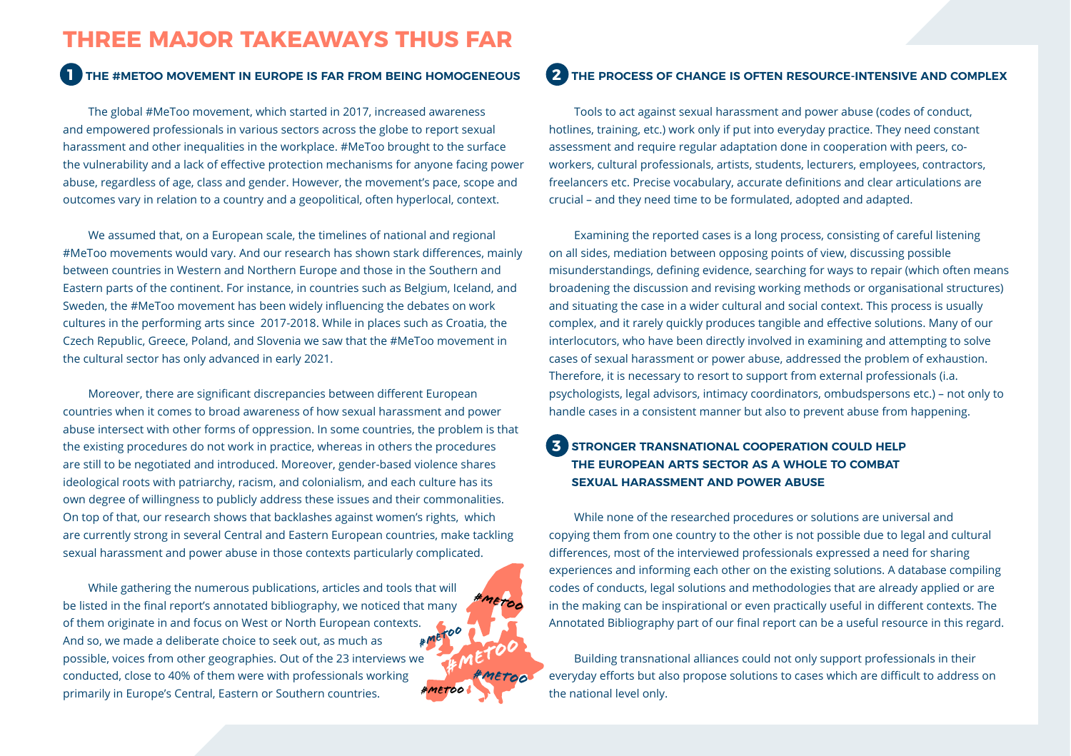# THREE MAJOR TAKEAWAYS THUS FAR

## 1 THE #METOO MOVEMENT IN EUROPE IS FAR FROM BEING HOMOGENEOUS

The global #MeToo movement, which started in 2017, increased awareness and empowered professionals in various sectors across the globe to report sexual harassment and other inequalities in the workplace. #MeToo brought to the surface the vulnerability and a lack of effective protection mechanisms for anyone facing power abuse, regardless of age, class and gender. However, the movement's pace, scope and outcomes vary in relation to a country and a geopolitical, often hyperlocal, context.

We assumed that, on a European scale, the timelines of national and regional #MeToo movements would vary. And our research has shown stark differences, mainly between countries in Western and Northern Europe and those in the Southern and Eastern parts of the continent. For instance, in countries such as Belgium, Iceland, and Sweden, the #MeToo movement has been widely influencing the debates on work cultures in the performing arts since 2017-2018. While in places such as Croatia, the Czech Republic, Greece, Poland, and Slovenia we saw that the #MeToo movement in the cultural sector has only advanced in early 2021.

Moreover, there are significant discrepancies between different European countries when it comes to broad awareness of how sexual harassment and power abuse intersect with other forms of oppression. In some countries, the problem is that the existing procedures do not work in practice, whereas in others the procedures are still to be negotiated and introduced. Moreover, gender-based violence shares ideological roots with patriarchy, racism, and colonialism, and each culture has its own degree of willingness to publicly address these issues and their commonalities. On top of that, our research shows that backlashes against women's rights, which are currently strong in several Central and Eastern European countries, make tackling sexual harassment and power abuse in those contexts particularly complicated.

While gathering the numerous publications, articles and tools that will be listed in the final report's annotated bibliography, we noticed that many of them originate in and focus on West or North European contexts. And so, we made a deliberate choice to seek out, as much as possible, voices from other geographies. Out of the 23 interviews we conducted, close to 40% of them were with professionals working primarily in Europe's Central, Eastern or Southern countries.

## 2 THE PROCESS OF CHANGE IS OFTEN RESOURCE-INTENSIVE AND COMPLEX

Tools to act against sexual harassment and power abuse (codes of conduct, hotlines, training, etc.) work only if put into everyday practice. They need constant assessment and require regular adaptation done in cooperation with peers, co-workers, cultural professionals, artists, students, lecturers, employees, contractors, freelancers etc. Precise vocabulary, accurate definitions and clear articulations are crucial – and they need time to be formulated, adopted and adapted.

Examining the reported cases is a long process, consisting of careful listening on all sides, mediation between opposing points of view, discussing possible misunderstandings, defining evidence, searching for ways to repair (which often means broadening the discussion and revising working methods or organisational structures) and situating the case in a wider cultural and social context. This process is usually complex, and it rarely quickly produces tangible and effective solutions. Many of our interlocutors, who have been directly involved in examining and attempting to solve cases of sexual harassment or power abuse, addressed the problem of exhaustion. Therefore, it is necessary to resort to support from external professionals (i.a. psychologists, legal advisors, intimacy coordinators, ombudspersons etc.) – not only to handle cases in a consistent manner but also to prevent abuse from happening.

## 3 STRONGER TRANSNATIONAL COOPERATION COULD HELP THE EUROPEAN ARTS SECTOR AS A WHOLE TO COMBAT SEXUAL HARASSMENT AND POWER ABUSE

While none of the researched procedures or solutions are universal and copying them from one country to the other is not possible due to legal and cultural differences, most of the interviewed professionals expressed a need for sharing experiences and informing each other on the existing solutions. A database compiling codes of conducts, legal solutions and methodologies that are already applied or are in the making can be inspirational or even practically useful in different contexts. The Annotated Bibliography part of our final report can be a useful resource in this regard.

Building transnational alliances could not only support professionals in their everyday efforts but also propose solutions to cases which are difficult to address on the national level only.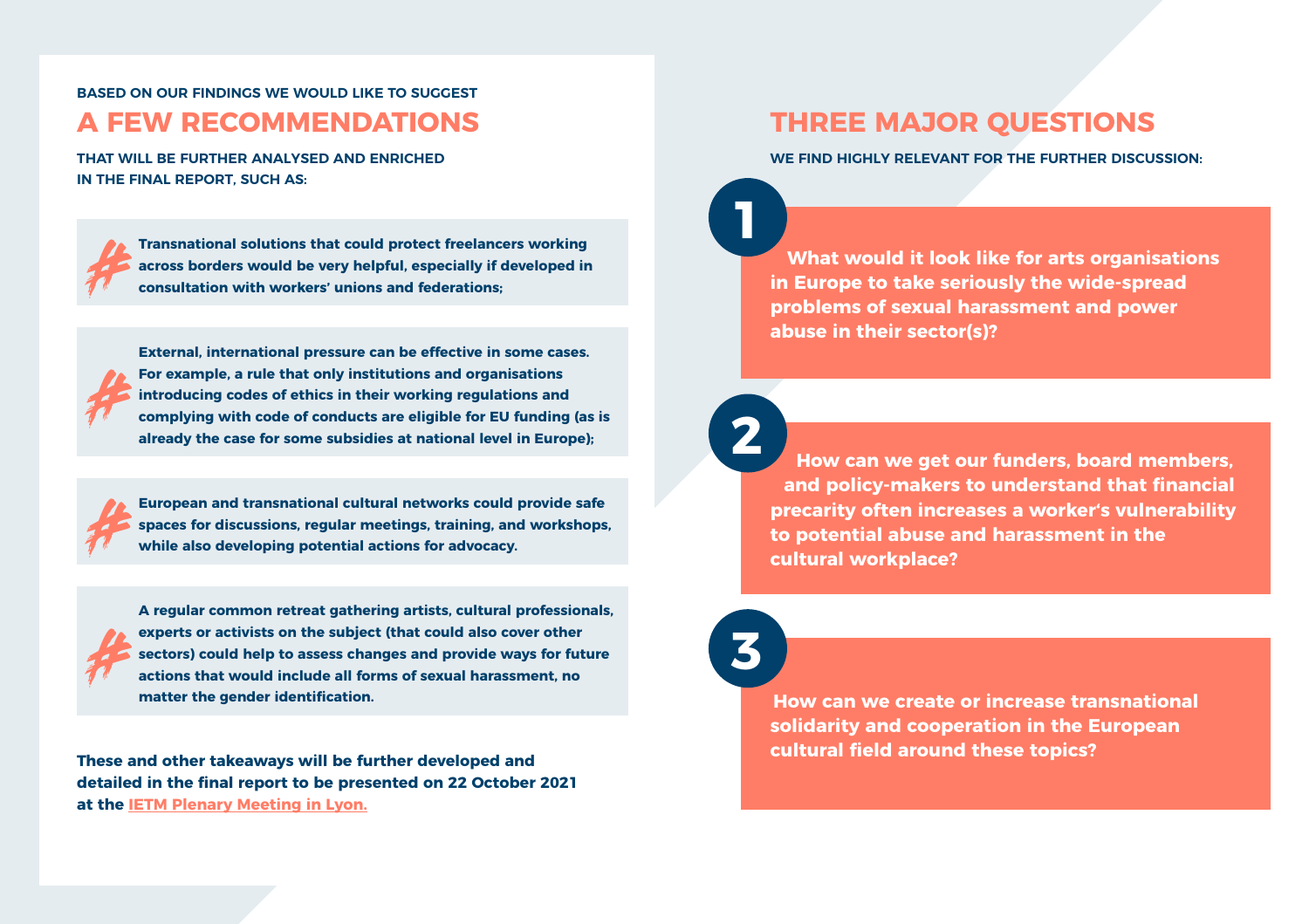BASED ON OUR FINDINGS WE WOULD LIKE TO SUGGEST

## A FEW RECOMMENDATIONS

THAT WILL BE FURTHER ANALYSED AND ENRICHED IN THE FINAL REPORT, SUCH AS:

- **Transnational solutions that could protect freelancers working across borders would be very helpful, especially if developed in consultation with workers' unions and federations;**
- **External, international pressure can be effective in some cases. For example, a rule that only institutions and organisations introducing codes of ethics in their working regulations and complying with code of conducts are eligible for EU funding (as is already the case for some subsidies at national level in Europe);**
- **European and transnational cultural networks could provide safe spaces for discussions, regular meetings, training, and workshops, while also developing potential actions for advocacy.**
- **A regular common retreat gathering artists, cultural professionals, experts or activists on the subject (that could also cover other sectors) could help to assess changes and provide ways for future actions that would include all forms of sexual harassment, no matter the gender identification.**

**These and other takeaways will be further developed and detailed in the final report to be presented on 22 October 2021 at the IETM Plenary Meeting in Lyon.**

## THREE MAJOR QUESTIONS

WE FIND HIGHLY RELEVANT FOR THE FURTHER DISCUSSION:

**1** **What would it look like for arts organisations in Europe to take seriously the wide-spread problems of sexual harassment and power abuse in their sector(s)?**

**2** **How can we get our funders, board members, and policy-makers to understand that financial precarity often increases a worker's vulnerability to potential abuse and harassment in the cultural workplace?**

**3** **How can we create or increase transnational solidarity and cooperation in the European cultural field around these topics?**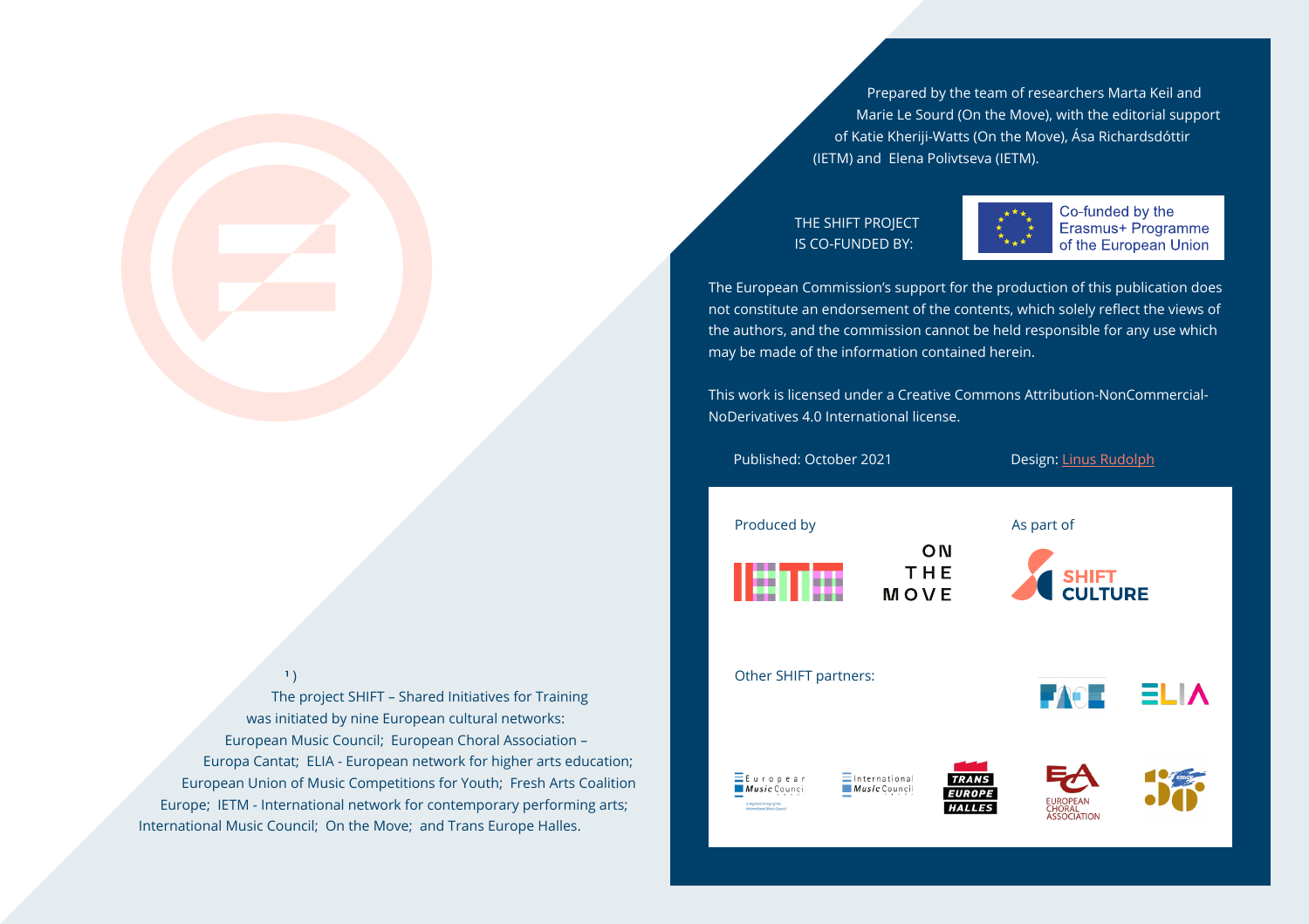Prepared by the team of researchers Marta Keil and Marie Le Sourd (On the Move), with the editorial support of Katie Kheriji-Watts (On the Move), Ása Richardsdóttir (IETM) and Elena Polivtseva (IETM).

THE SHIFT PROJECT IS CO-FUNDED BY:

Co-funded by the Erasmus+ Programme of the European Union

The European Commission's support for the production of this publication does not constitute an endorsement of the contents, which solely reflect the views of the authors, and the commission cannot be held responsible for any use which may be made of the information contained herein.

This work is licensed under a Creative Commons Attribution-NonCommercial-NoDerivatives 4.0 International license.

Published: October 2021

Design: Linus Rudolph

Produced by

ON THE MOVE

As part of

SHIFT CULTURE

Other SHIFT partners:

[1] )

The project SHIFT – Shared Initiatives for Training was initiated by nine European cultural networks: European Music Council; European Choral Association – Europa Cantat; ELIA - European network for higher arts education; European Union of Music Competitions for Youth; Fresh Arts Coalition Europe; IETM - International network for contemporary performing arts; International Music Council; On the Move; and Trans Europe Halles.